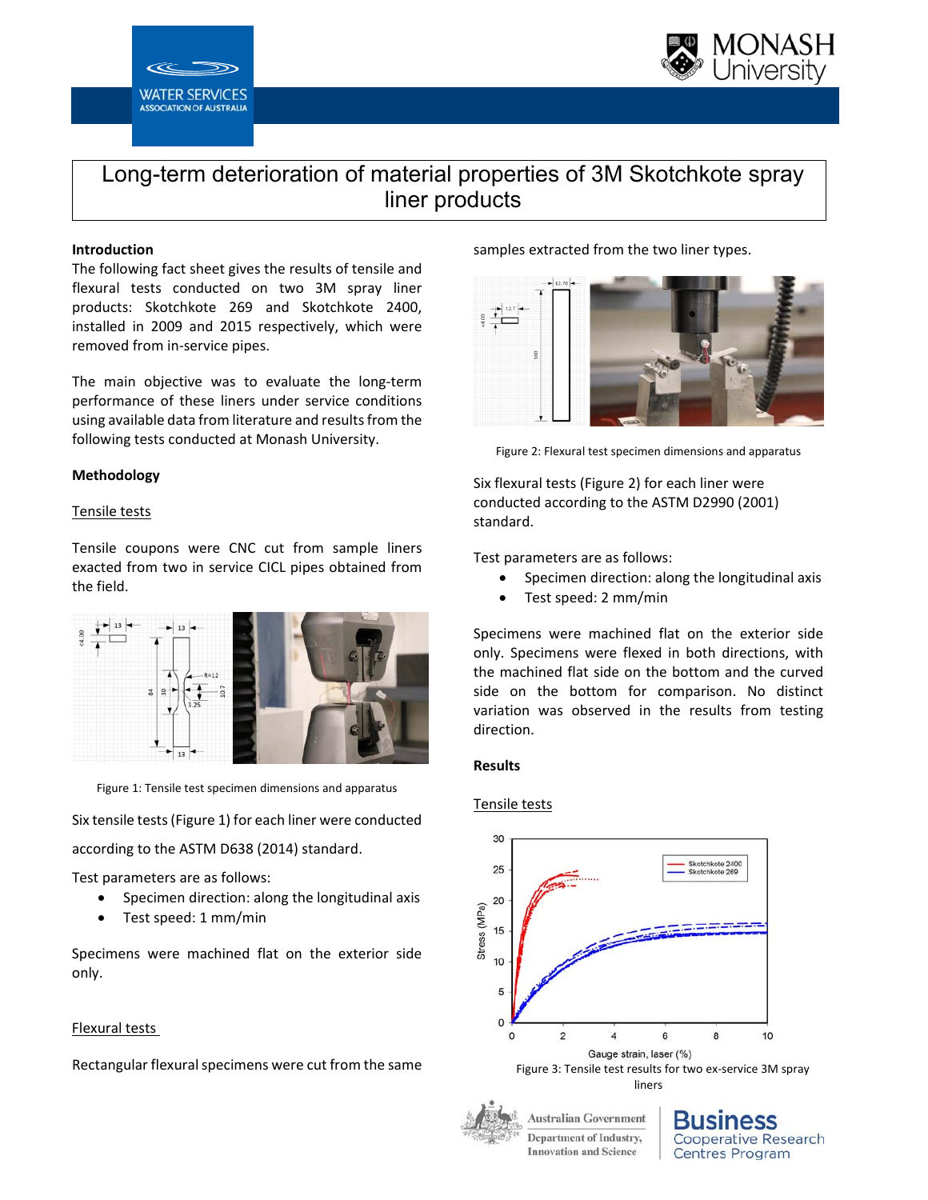# Long-term deterioration of material properties of 3M Skotchkote spray liner products

## Introduction

The following fact sheet gives the results of tensile and flexural tests conducted on two 3M spray liner products: Skotchkote 269 and Skotchkote 2400, installed in 2009 and 2015 respectively, which were removed from in-service pipes.

The main objective was to evaluate the long-term performance of these liners under service conditions using available data from literature and results from the following tests conducted at Monash University.

## Methodology

### Tensile tests

Tensile coupons were CNC cut from sample liners exacted from two in service CICL pipes obtained from the field.

Figure 1: Tensile test specimen dimensions and apparatus

Six tensile tests (Figure 1) for each liner were conducted according to the ASTM D638 (2014) standard.

Test parameters are as follows:

- Specimen direction: along the longitudinal axis
- Test speed: 1 mm/min

Specimens were machined flat on the exterior side only.

### Flexural tests

Rectangular flexural specimens were cut from the same samples extracted from the two liner types.

Figure 2: Flexural test specimen dimensions and apparatus

Six flexural tests (Figure 2) for each liner were conducted according to the ASTM D2990 (2001) standard.

Test parameters are as follows:

- Specimen direction: along the longitudinal axis
- Test speed: 2 mm/min

Specimens were machined flat on the exterior side only. Specimens were flexed in both directions, with the machined flat side on the bottom and the curved side on the bottom for comparison. No distinct variation was observed in the results from testing direction.

## Results

### Tensile tests

Figure 3: Tensile test results for two ex-service 3M spray liners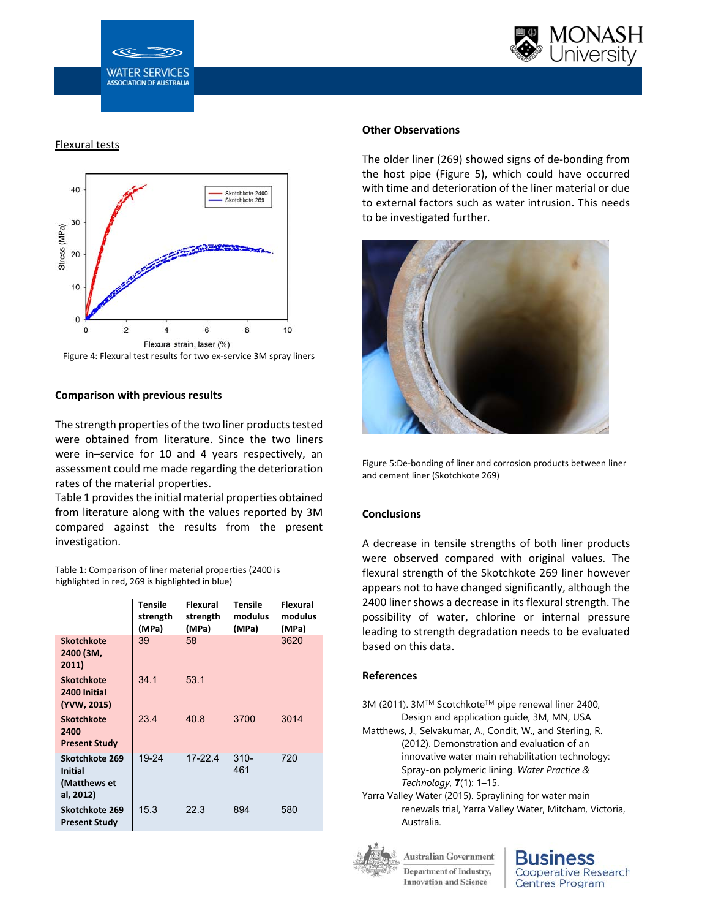Flexural tests

40
30
20
10
0
Stress (MPa)
0
2
4
6
8
10
Flexural strain, laser (%)
Skotchkote 2400
Skotchkote 269

Figure 4: Flexural test results for two ex-service 3M spray liners

**Comparison with previous results**

The strength properties of the two liner products tested were obtained from literature. Since the two liners were in–service for 10 and 4 years respectively, an assessment could me made regarding the deterioration rates of the material properties.

Table 1 provides the initial material properties obtained from literature along with the values reported by 3M compared against the results from the present investigation.

Table 1: Comparison of liner material properties (2400 is highlighted in red, 269 is highlighted in blue)

| | Tensile strength (MPa) | Flexural strength (MPa) | Tensile modulus (MPa) | Flexural modulus (MPa) |
|---|---|---|---|---|
| **Skotchkote 2400 (3M, 2011)** | 39 | 58 | | 3620 |
| **Skotchkote 2400 Initial (YVW, 2015)** | 34.1 | 53.1 | | |
| **Skotchkote 2400 Present Study** | 23.4 | 40.8 | 3700 | 3014 |
| **Skotchkote 269 Initial (Matthews et al, 2012)** | 19-24 | 17-22.4 | 310-461 | 720 |
| **Skotchkote 269 Present Study** | 15.3 | 22.3 | 894 | 580 |

**Other Observations**

The older liner (269) showed signs of de-bonding from the host pipe (Figure 5), which could have occurred with time and deterioration of the liner material or due to external factors such as water intrusion. This needs to be investigated further.

Figure 5:De-bonding of liner and corrosion products between liner and cement liner (Skotchkote 269)

**Conclusions**

A decrease in tensile strengths of both liner products were observed compared with original values. The flexural strength of the Skotchkote 269 liner however appears not to have changed significantly, although the 2400 liner shows a decrease in its flexural strength. The possibility of water, chlorine or internal pressure leading to strength degradation needs to be evaluated based on this data.

**References**

3M (2011). 3M™ Scotchkote™ pipe renewal liner 2400, Design and application guide, 3M, MN, USA

Matthews, J., Selvakumar, A., Condit, W., and Sterling, R. (2012). Demonstration and evaluation of an innovative water main rehabilitation technology: Spray-on polymeric lining. *Water Practice & Technology*, **7**(1): 1–15.

Yarra Valley Water (2015). Spraylining for water main renewals trial, Yarra Valley Water, Mitcham, Victoria, Australia.